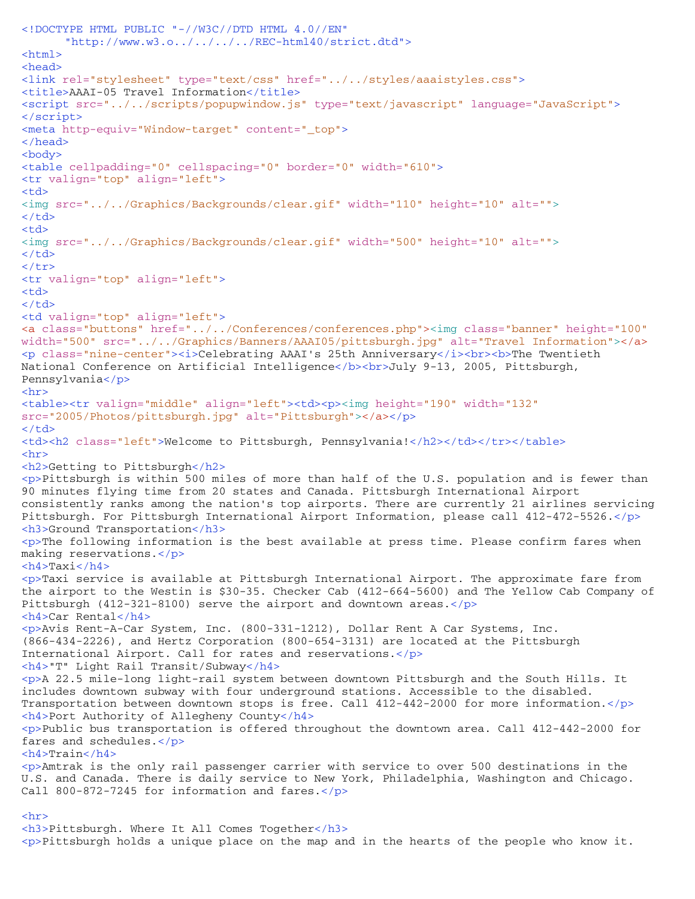```html
<!DOCTYPE HTML PUBLIC "-//W3C//DTD HTML 4.0//EN"
      "http://www.w3.o../../../../REC-html40/strict.dtd">
<html>
<head>
<link rel="stylesheet" type="text/css" href="../../styles/aaaistyles.css">
<title>AAAI-05 Travel Information</title>
<script src="../../scripts/popupwindow.js" type="text/javascript" language="JavaScript">
</script>
<meta http-equiv="Window-target" content="_top">
</head>
<body>
<table cellpadding="0" cellspacing="0" border="0" width="610">
<tr valign="top" align="left">
<td>
<img src="../../Graphics/Backgrounds/clear.gif" width="110" height="10" alt="">
</td>
<td>
<img src="../../Graphics/Backgrounds/clear.gif" width="500" height="10" alt="">
</td>
</tr>
<tr valign="top" align="left">
<td>
</td>
<td valign="top" align="left">
<a class="buttons" href="../../Conferences/conferences.php"><img class="banner" height="100"
width="500" src="../../Graphics/Banners/AAAI05/pittsburgh.jpg" alt="Travel Information"></a>
<p class="nine-center"><i>Celebrating AAAI's 25th Anniversary</i><br><b>The Twentieth
National Conference on Artificial Intelligence</b><br>July 9-13, 2005, Pittsburgh,
Pennsylvania</p>
<hr>
<table><tr valign="middle" align="left"><td><p><img height="190" width="132"
src="2005/Photos/pittsburgh.jpg" alt="Pittsburgh"></a></p>
</td>
<td><h2 class="left">Welcome to Pittsburgh, Pennsylvania!</h2></td></tr></table>
<hr>
<h2>Getting to Pittsburgh</h2>
<p>Pittsburgh is within 500 miles of more than half of the U.S. population and is fewer than
90 minutes flying time from 20 states and Canada. Pittsburgh International Airport
consistently ranks among the nation's top airports. There are currently 21 airlines servicing
Pittsburgh. For Pittsburgh International Airport Information, please call 412-472-5526.</p>
<h3>Ground Transportation</h3>
<p>The following information is the best available at press time. Please confirm fares when
making reservations.</p>
<h4>Taxi</h4>
<p>Taxi service is available at Pittsburgh International Airport. The approximate fare from
the airport to the Westin is $30-35. Checker Cab (412-664-5600) and The Yellow Cab Company of
Pittsburgh (412-321-8100) serve the airport and downtown areas.</p>
<h4>Car Rental</h4>
<p>Avis Rent-A-Car System, Inc. (800-331-1212), Dollar Rent A Car Systems, Inc.
(866-434-2226), and Hertz Corporation (800-654-3131) are located at the Pittsburgh
International Airport. Call for rates and reservations.</p>
<h4>"T" Light Rail Transit/Subway</h4>
<p>A 22.5 mile-long light-rail system between downtown Pittsburgh and the South Hills. It
includes downtown subway with four underground stations. Accessible to the disabled.
Transportation between downtown stops is free. Call 412-442-2000 for more information.</p>
<h4>Port Authority of Allegheny County</h4>
<p>Public bus transportation is offered throughout the downtown area. Call 412-442-2000 for
fares and schedules.</p>
<h4>Train</h4>
<p>Amtrak is the only rail passenger carrier with service to over 500 destinations in the
U.S. and Canada. There is daily service to New York, Philadelphia, Washington and Chicago.
Call 800-872-7245 for information and fares.</p>

<hr>
<h3>Pittsburgh. Where It All Comes Together</h3>
<p>Pittsburgh holds a unique place on the map and in the hearts of the people who know it.
```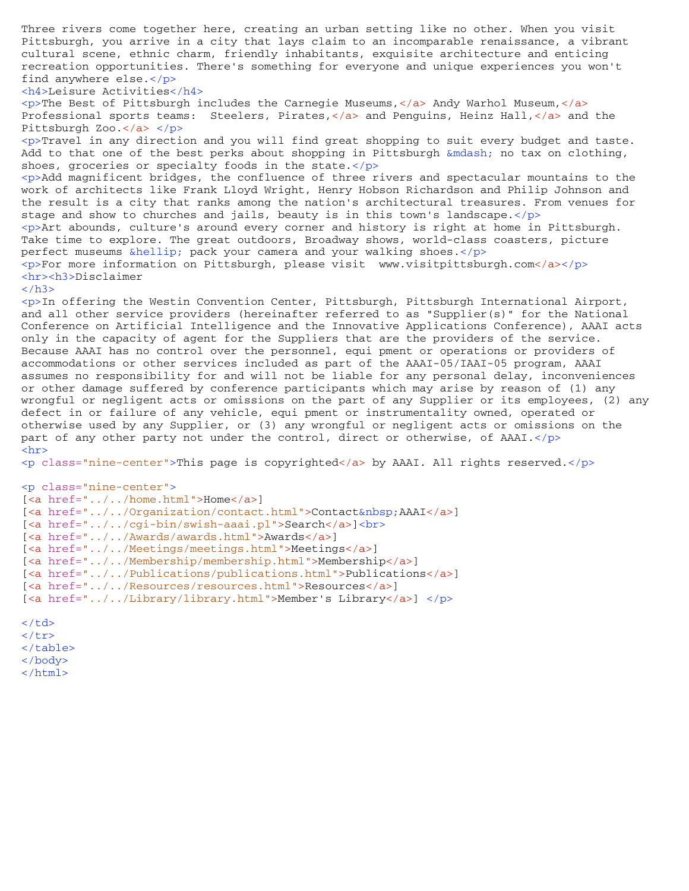```
Three rivers come together here, creating an urban setting like no other. When you visit
Pittsburgh, you arrive in a city that lays claim to an incomparable renaissance, a vibrant
cultural scene, ethnic charm, friendly inhabitants, exquisite architecture and enticing
recreation opportunities. There's something for everyone and unique experiences you won't
find anywhere else.</p>
<h4>Leisure Activities</h4>
<p>The Best of Pittsburgh includes the Carnegie Museums,</a> Andy Warhol Museum,</a>
Professional sports teams:  Steelers, Pirates,</a> and Penguins, Heinz Hall,</a> and the
Pittsburgh Zoo.</a> </p>
<p>Travel in any direction and you will find great shopping to suit every budget and taste.
Add to that one of the best perks about shopping in Pittsburgh &mdash; no tax on clothing,
shoes, groceries or specialty foods in the state.</p>
<p>Add magnificent bridges, the confluence of three rivers and spectacular mountains to the
work of architects like Frank Lloyd Wright, Henry Hobson Richardson and Philip Johnson and
the result is a city that ranks among the nation's architectural treasures. From venues for
stage and show to churches and jails, beauty is in this town's landscape.</p>
<p>Art abounds, culture's around every corner and history is right at home in Pittsburgh.
Take time to explore. The great outdoors, Broadway shows, world-class coasters, picture
perfect museums &hellip; pack your camera and your walking shoes.</p>
<p>For more information on Pittsburgh, please visit  www.visitpittsburgh.com</a></p>
<hr><h3>Disclaimer
</h3>
<p>In offering the Westin Convention Center, Pittsburgh, Pittsburgh International Airport,
and all other service providers (hereinafter referred to as "Supplier(s)" for the National
Conference on Artificial Intelligence and the Innovative Applications Conference), AAAI acts
only in the capacity of agent for the Suppliers that are the providers of the service.
Because AAAI has no control over the personnel, equi pment or operations or providers of
accommodations or other services included as part of the AAAI-05/IAAI-05 program, AAAI
assumes no responsibility for and will not be liable for any personal delay, inconveniences
or other damage suffered by conference participants which may arise by reason of (1) any
wrongful or negligent acts or omissions on the part of any Supplier or its employees, (2) any
defect in or failure of any vehicle, equi pment or instrumentality owned, operated or
otherwise used by any Supplier, or (3) any wrongful or negligent acts or omissions on the
part of any other party not under the control, direct or otherwise, of AAAI.</p>
<hr>
<p class="nine-center">This page is copyrighted</a> by AAAI. All rights reserved.</p>

<p class="nine-center">
[<a href="../../home.html">Home</a>]
[<a href="../../Organization/contact.html">Contact&nbsp;AAAI</a>]
[<a href="../../cgi-bin/swish-aaai.pl">Search</a>]<br>
[<a href="../../Awards/awards.html">Awards</a>]
[<a href="../../Meetings/meetings.html">Meetings</a>]
[<a href="../../Membership/membership.html">Membership</a>]
[<a href="../../Publications/publications.html">Publications</a>]
[<a href="../../Resources/resources.html">Resources</a>]
[<a href="../../Library/library.html">Member's Library</a>] </p>

</td>
</tr>
</table>
</body>
</html>
```